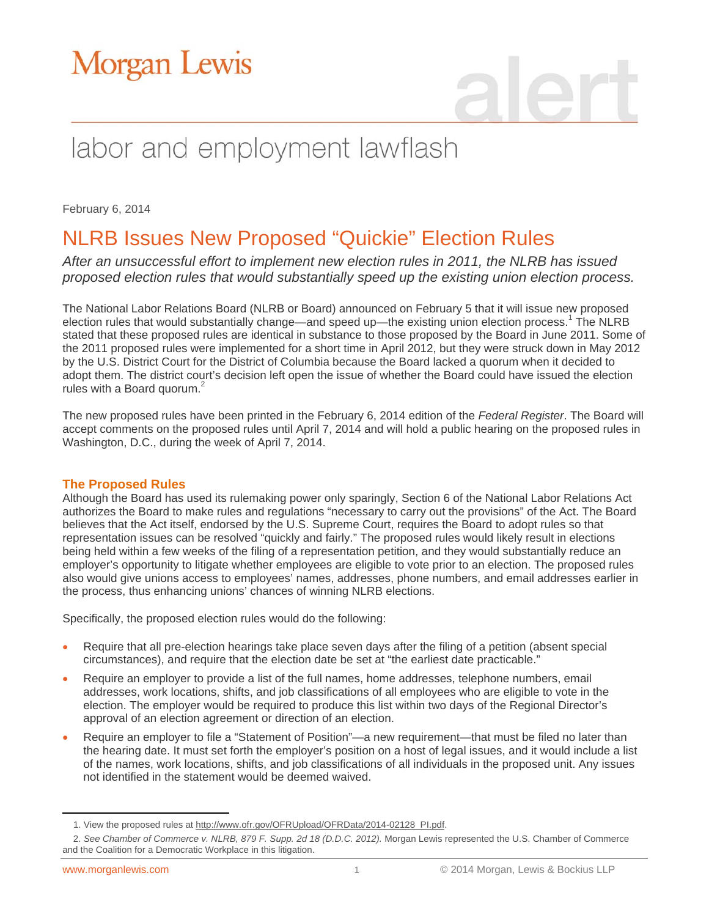Morgan Lewis

alert

labor and employment lawflash

February 6, 2014

# NLRB Issues New Proposed "Quickie" Election Rules

*After an unsuccessful effort to implement new election rules in 2011, the NLRB has issued proposed election rules that would substantially speed up the existing union election process.*

The National Labor Relations Board (NLRB or Board) announced on February 5 that it will issue new proposed election rules that would substantially change—and speed up—the existing union election process.[1] The NLRB stated that these proposed rules are identical in substance to those proposed by the Board in June 2011. Some of the 2011 proposed rules were implemented for a short time in April 2012, but they were struck down in May 2012 by the U.S. District Court for the District of Columbia because the Board lacked a quorum when it decided to adopt them. The district court's decision left open the issue of whether the Board could have issued the election rules with a Board quorum.[2]

The new proposed rules have been printed in the February 6, 2014 edition of the *Federal Register*. The Board will accept comments on the proposed rules until April 7, 2014 and will hold a public hearing on the proposed rules in Washington, D.C., during the week of April 7, 2014.

## The Proposed Rules

Although the Board has used its rulemaking power only sparingly, Section 6 of the National Labor Relations Act authorizes the Board to make rules and regulations "necessary to carry out the provisions" of the Act. The Board believes that the Act itself, endorsed by the U.S. Supreme Court, requires the Board to adopt rules so that representation issues can be resolved "quickly and fairly." The proposed rules would likely result in elections being held within a few weeks of the filing of a representation petition, and they would substantially reduce an employer's opportunity to litigate whether employees are eligible to vote prior to an election. The proposed rules also would give unions access to employees' names, addresses, phone numbers, and email addresses earlier in the process, thus enhancing unions' chances of winning NLRB elections.

Specifically, the proposed election rules would do the following:

- Require that all pre-election hearings take place seven days after the filing of a petition (absent special circumstances), and require that the election date be set at "the earliest date practicable."
- Require an employer to provide a list of the full names, home addresses, telephone numbers, email addresses, work locations, shifts, and job classifications of all employees who are eligible to vote in the election. The employer would be required to produce this list within two days of the Regional Director's approval of an election agreement or direction of an election.
- Require an employer to file a "Statement of Position"—a new requirement—that must be filed no later than the hearing date. It must set forth the employer's position on a host of legal issues, and it would include a list of the names, work locations, shifts, and job classifications of all individuals in the proposed unit. Any issues not identified in the statement would be deemed waived.

---

1. View the proposed rules at http://www.ofr.gov/OFRUpload/OFRData/2014-02128_PI.pdf.

2. *See Chamber of Commerce v. NLRB, 879 F. Supp. 2d 18 (D.D.C. 2012).* Morgan Lewis represented the U.S. Chamber of Commerce and the Coalition for a Democratic Workplace in this litigation.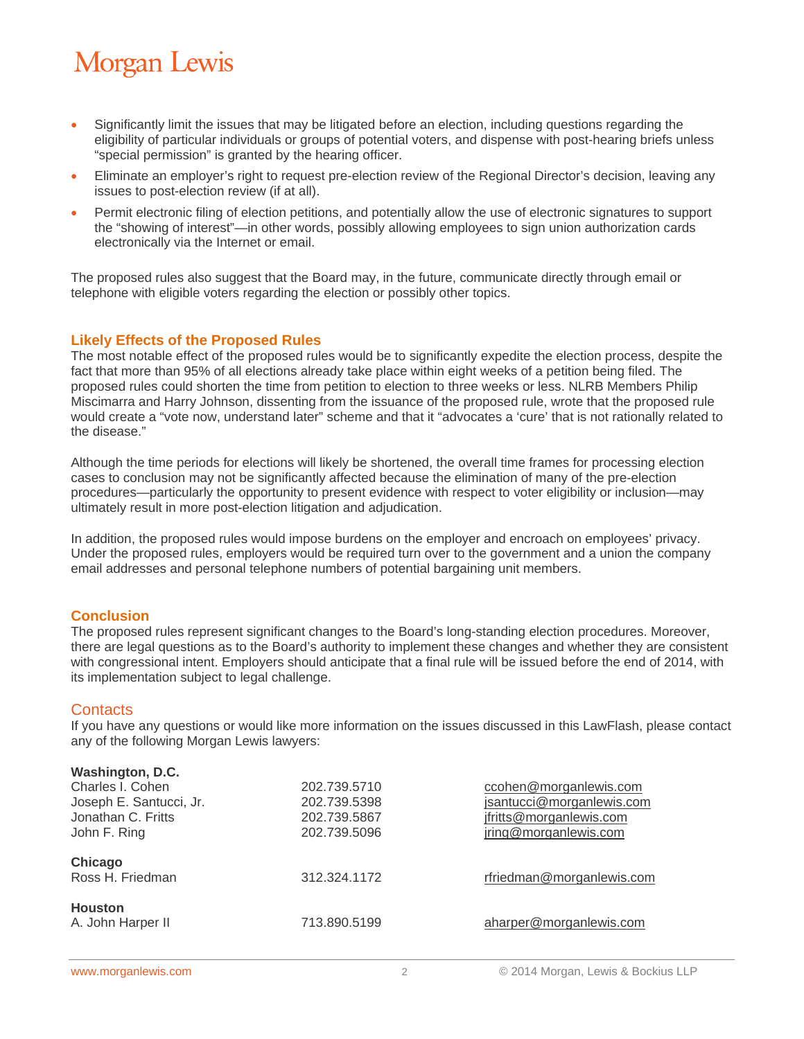- Significantly limit the issues that may be litigated before an election, including questions regarding the eligibility of particular individuals or groups of potential voters, and dispense with post-hearing briefs unless "special permission" is granted by the hearing officer.
- Eliminate an employer's right to request pre-election review of the Regional Director's decision, leaving any issues to post-election review (if at all).
- Permit electronic filing of election petitions, and potentially allow the use of electronic signatures to support the "showing of interest"—in other words, possibly allowing employees to sign union authorization cards electronically via the Internet or email.

The proposed rules also suggest that the Board may, in the future, communicate directly through email or telephone with eligible voters regarding the election or possibly other topics.

## Likely Effects of the Proposed Rules

The most notable effect of the proposed rules would be to significantly expedite the election process, despite the fact that more than 95% of all elections already take place within eight weeks of a petition being filed. The proposed rules could shorten the time from petition to election to three weeks or less. NLRB Members Philip Miscimarra and Harry Johnson, dissenting from the issuance of the proposed rule, wrote that the proposed rule would create a "vote now, understand later" scheme and that it "advocates a 'cure' that is not rationally related to the disease."

Although the time periods for elections will likely be shortened, the overall time frames for processing election cases to conclusion may not be significantly affected because the elimination of many of the pre-election procedures—particularly the opportunity to present evidence with respect to voter eligibility or inclusion—may ultimately result in more post-election litigation and adjudication.

In addition, the proposed rules would impose burdens on the employer and encroach on employees' privacy. Under the proposed rules, employers would be required turn over to the government and a union the company email addresses and personal telephone numbers of potential bargaining unit members.

## Conclusion

The proposed rules represent significant changes to the Board's long-standing election procedures. Moreover, there are legal questions as to the Board's authority to implement these changes and whether they are consistent with congressional intent. Employers should anticipate that a final rule will be issued before the end of 2014, with its implementation subject to legal challenge.

## Contacts

If you have any questions or would like more information on the issues discussed in this LawFlash, please contact any of the following Morgan Lewis lawyers:

| | | |
|---|---|---|
| **Washington, D.C.** | | |
| Charles I. Cohen | 202.739.5710 | ccohen@morganlewis.com |
| Joseph E. Santucci, Jr. | 202.739.5398 | jsantucci@morganlewis.com |
| Jonathan C. Fritts | 202.739.5867 | jfritts@morganlewis.com |
| John F. Ring | 202.739.5096 | jring@morganlewis.com |
| **Chicago** | | |
| Ross H. Friedman | 312.324.1172 | rfriedman@morganlewis.com |
| **Houston** | | |
| A. John Harper II | 713.890.5199 | aharper@morganlewis.com |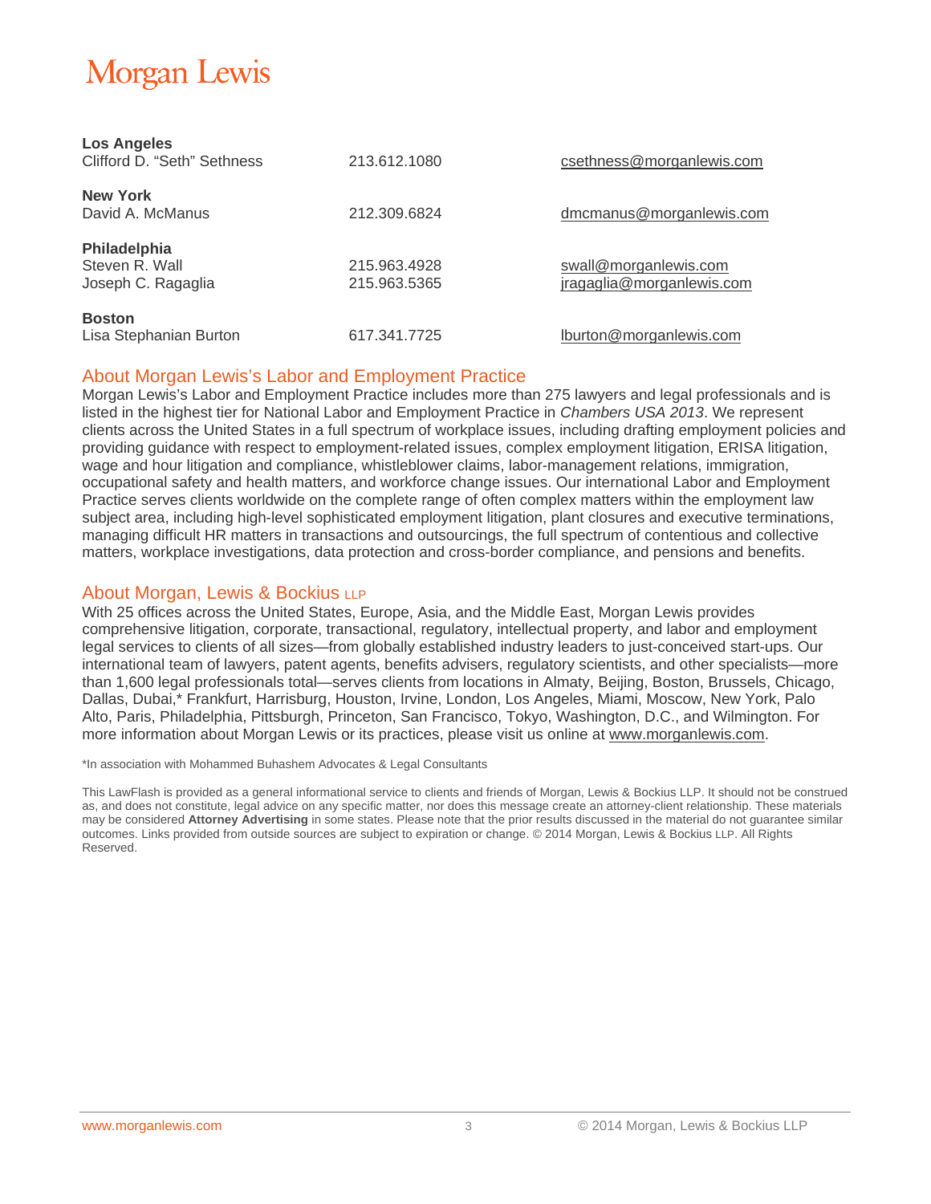Morgan Lewis

| | | |
|---|---|---|
| **Los Angeles** | | |
| Clifford D. “Seth” Sethness | 213.612.1080 | csethness@morganlewis.com |
| **New York** | | |
| David A. McManus | 212.309.6824 | dmcmanus@morganlewis.com |
| **Philadelphia** | | |
| Steven R. Wall | 215.963.4928 | swall@morganlewis.com |
| Joseph C. Ragaglia | 215.963.5365 | jragaglia@morganlewis.com |
| **Boston** | | |
| Lisa Stephanian Burton | 617.341.7725 | lburton@morganlewis.com |

## About Morgan Lewis’s Labor and Employment Practice

Morgan Lewis’s Labor and Employment Practice includes more than 275 lawyers and legal professionals and is listed in the highest tier for National Labor and Employment Practice in *Chambers USA 2013*. We represent clients across the United States in a full spectrum of workplace issues, including drafting employment policies and providing guidance with respect to employment-related issues, complex employment litigation, ERISA litigation, wage and hour litigation and compliance, whistleblower claims, labor-management relations, immigration, occupational safety and health matters, and workforce change issues. Our international Labor and Employment Practice serves clients worldwide on the complete range of often complex matters within the employment law subject area, including high-level sophisticated employment litigation, plant closures and executive terminations, managing difficult HR matters in transactions and outsourcings, the full spectrum of contentious and collective matters, workplace investigations, data protection and cross-border compliance, and pensions and benefits.

## About Morgan, Lewis & Bockius LLP

With 25 offices across the United States, Europe, Asia, and the Middle East, Morgan Lewis provides comprehensive litigation, corporate, transactional, regulatory, intellectual property, and labor and employment legal services to clients of all sizes—from globally established industry leaders to just-conceived start-ups. Our international team of lawyers, patent agents, benefits advisers, regulatory scientists, and other specialists—more than 1,600 legal professionals total—serves clients from locations in Almaty, Beijing, Boston, Brussels, Chicago, Dallas, Dubai,* Frankfurt, Harrisburg, Houston, Irvine, London, Los Angeles, Miami, Moscow, New York, Palo Alto, Paris, Philadelphia, Pittsburgh, Princeton, San Francisco, Tokyo, Washington, D.C., and Wilmington. For more information about Morgan Lewis or its practices, please visit us online at www.morganlewis.com.

*In association with Mohammed Buhashem Advocates & Legal Consultants

This LawFlash is provided as a general informational service to clients and friends of Morgan, Lewis & Bockius LLP. It should not be construed as, and does not constitute, legal advice on any specific matter, nor does this message create an attorney-client relationship. These materials may be considered **Attorney Advertising** in some states. Please note that the prior results discussed in the material do not guarantee similar outcomes. Links provided from outside sources are subject to expiration or change. © 2014 Morgan, Lewis & Bockius LLP. All Rights Reserved.